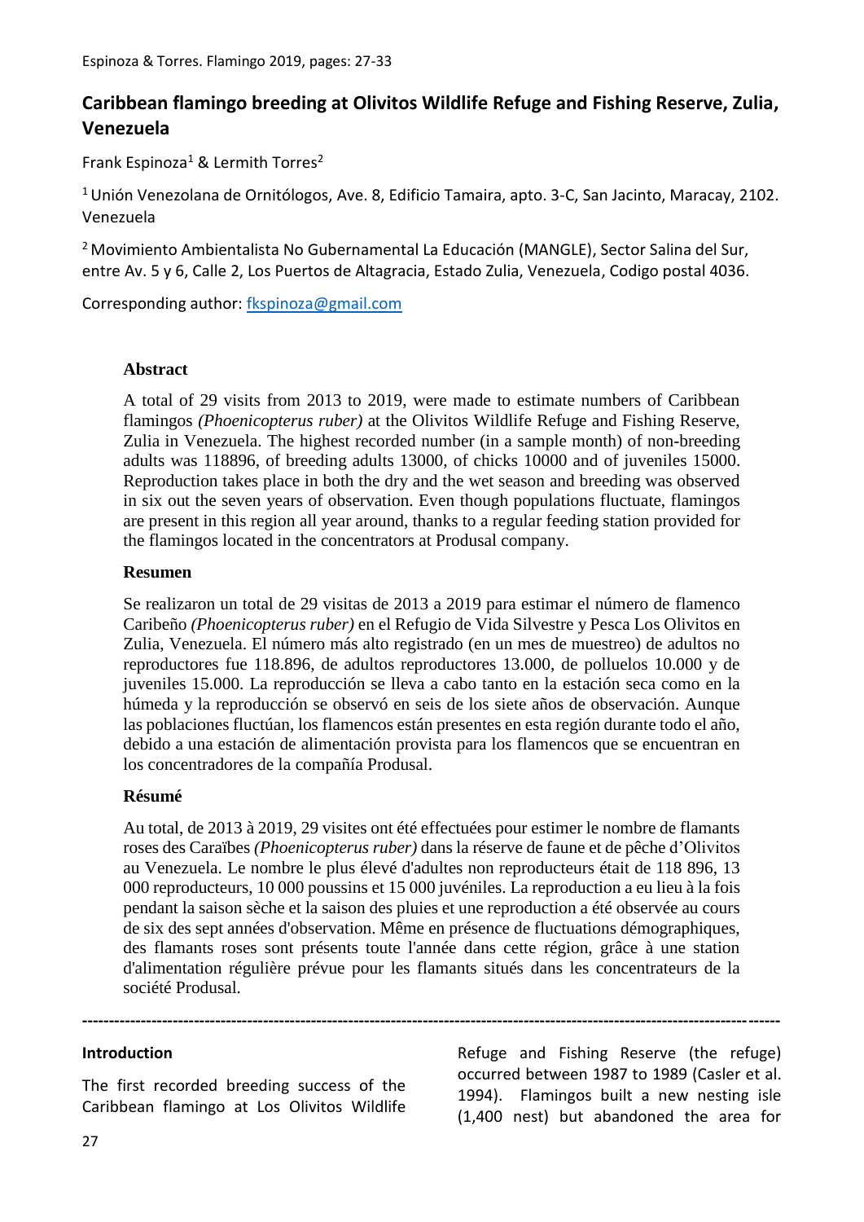# Caribbean flamingo breeding at Olivitos Wildlife Refuge and Fishing Reserve, Zulia, Venezuela

Frank Espinoza[1] & Lermith Torres[2]

[1] Unión Venezolana de Ornitólogos, Ave. 8, Edificio Tamaira, apto. 3-C, San Jacinto, Maracay, 2102. Venezuela

[2] Movimiento Ambientalista No Gubernamental La Educación (MANGLE), Sector Salina del Sur, entre Av. 5 y 6, Calle 2, Los Puertos de Altagracia, Estado Zulia, Venezuela, Codigo postal 4036.

Corresponding author: fkspinoza@gmail.com

### Abstract

A total of 29 visits from 2013 to 2019, were made to estimate numbers of Caribbean flamingos *(Phoenicopterus ruber)* at the Olivitos Wildlife Refuge and Fishing Reserve, Zulia in Venezuela. The highest recorded number (in a sample month) of non-breeding adults was 118896, of breeding adults 13000, of chicks 10000 and of juveniles 15000. Reproduction takes place in both the dry and the wet season and breeding was observed in six out the seven years of observation. Even though populations fluctuate, flamingos are present in this region all year around, thanks to a regular feeding station provided for the flamingos located in the concentrators at Produsal company.

### Resumen

Se realizaron un total de 29 visitas de 2013 a 2019 para estimar el número de flamenco Caribeño *(Phoenicopterus ruber)* en el Refugio de Vida Silvestre y Pesca Los Olivitos en Zulia, Venezuela. El número más alto registrado (en un mes de muestreo) de adultos no reproductores fue 118.896, de adultos reproductores 13.000, de polluelos 10.000 y de juveniles 15.000. La reproducción se lleva a cabo tanto en la estación seca como en la húmeda y la reproducción se observó en seis de los siete años de observación. Aunque las poblaciones fluctúan, los flamencos están presentes en esta región durante todo el año, debido a una estación de alimentación provista para los flamencos que se encuentran en los concentradores de la compañía Produsal.

### Résumé

Au total, de 2013 à 2019, 29 visites ont été effectuées pour estimer le nombre de flamants roses des Caraïbes *(Phoenicopterus ruber)* dans la réserve de faune et de pêche d'Olivitos au Venezuela. Le nombre le plus élevé d'adultes non reproducteurs était de 118 896, 13 000 reproducteurs, 10 000 poussins et 15 000 juvéniles. La reproduction a eu lieu à la fois pendant la saison sèche et la saison des pluies et une reproduction a été observée au cours de six des sept années d'observation. Même en présence de fluctuations démographiques, des flamants roses sont présents toute l'année dans cette région, grâce à une station d'alimentation régulière prévue pour les flamants situés dans les concentrateurs de la société Produsal.

---

## Introduction

The first recorded breeding success of the Caribbean flamingo at Los Olivitos Wildlife Refuge and Fishing Reserve (the refuge) occurred between 1987 to 1989 (Casler et al. 1994). Flamingos built a new nesting isle (1,400 nest) but abandoned the area for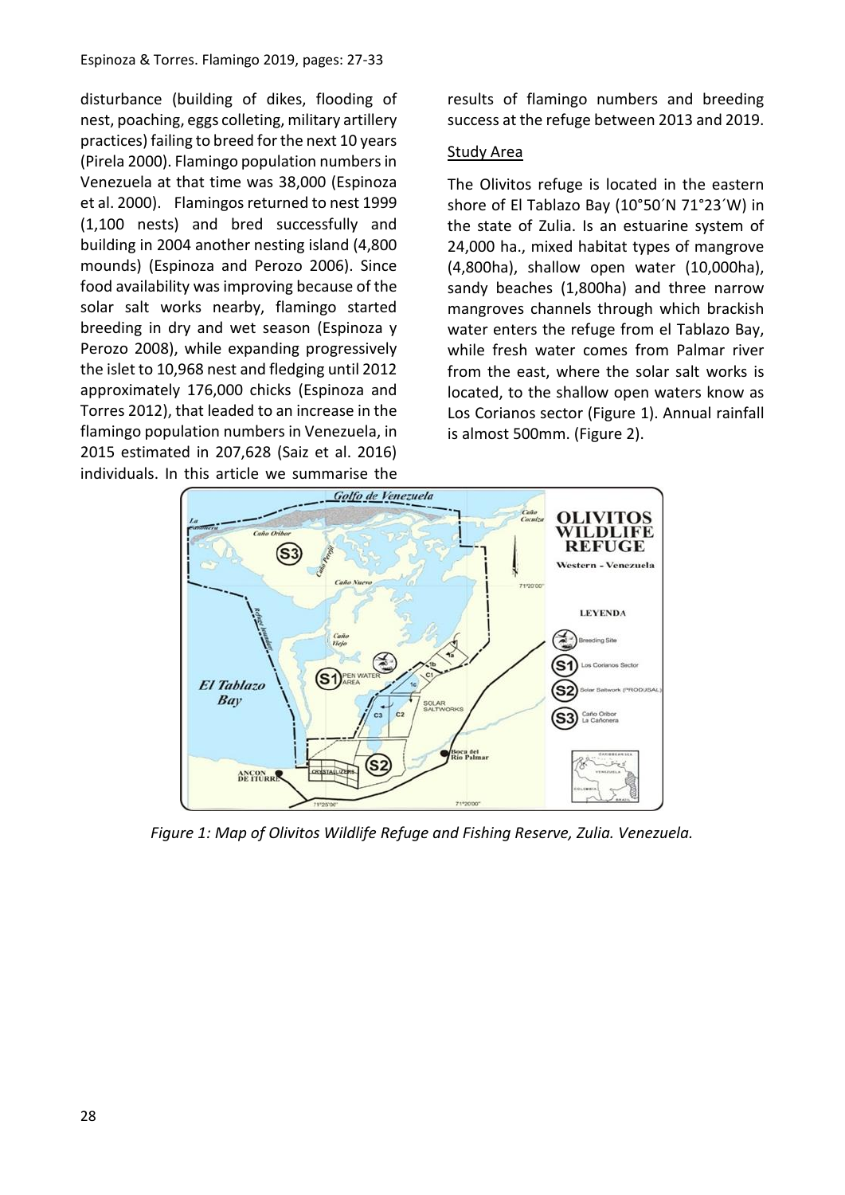disturbance (building of dikes, flooding of nest, poaching, eggs colleting, military artillery practices) failing to breed for the next 10 years (Pirela 2000). Flamingo population numbers in Venezuela at that time was 38,000 (Espinoza et al. 2000). Flamingos returned to nest 1999 (1,100 nests) and bred successfully and building in 2004 another nesting island (4,800 mounds) (Espinoza and Perozo 2006). Since food availability was improving because of the solar salt works nearby, flamingo started breeding in dry and wet season (Espinoza y Perozo 2008), while expanding progressively the islet to 10,968 nest and fledging until 2012 approximately 176,000 chicks (Espinoza and Torres 2012), that leaded to an increase in the flamingo population numbers in Venezuela, in 2015 estimated in 207,628 (Saiz et al. 2016) individuals. In this article we summarise the results of flamingo numbers and breeding success at the refuge between 2013 and 2019.

## Study Area

The Olivitos refuge is located in the eastern shore of El Tablazo Bay (10°50´N 71°23´W) in the state of Zulia. Is an estuarine system of 24,000 ha., mixed habitat types of mangrove (4,800ha), shallow open water (10,000ha), sandy beaches (1,800ha) and three narrow mangroves channels through which brackish water enters the refuge from el Tablazo Bay, while fresh water comes from Palmar river from the east, where the solar salt works is located, to the shallow open waters know as Los Corianos sector (Figure 1). Annual rainfall is almost 500mm. (Figure 2).

*Figure 1: Map of Olivitos Wildlife Refuge and Fishing Reserve, Zulia. Venezuela.*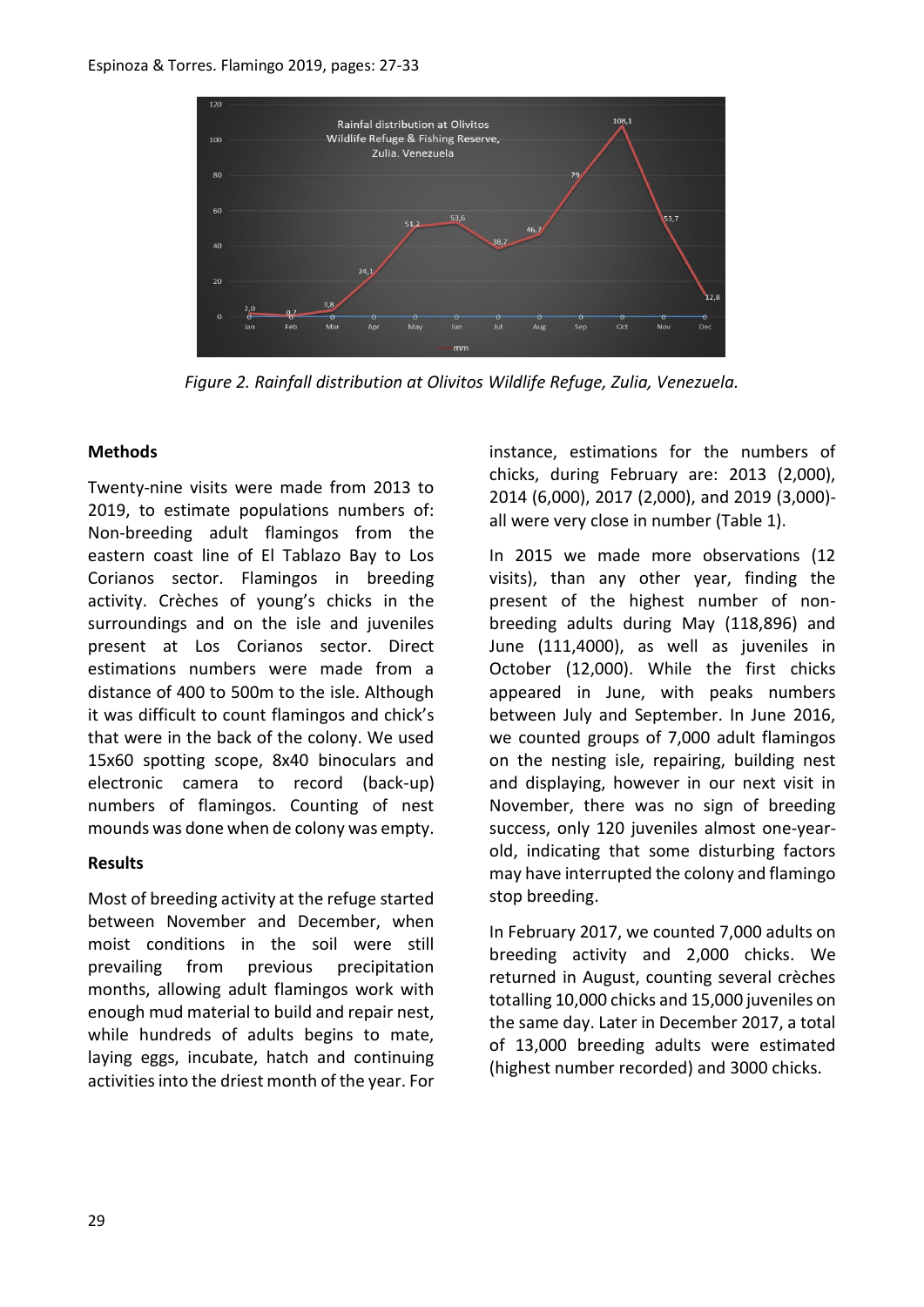*Figure 2. Rainfall distribution at Olivitos Wildlife Refuge, Zulia, Venezuela.*

## Methods

Twenty-nine visits were made from 2013 to 2019, to estimate populations numbers of: Non-breeding adult flamingos from the eastern coast line of El Tablazo Bay to Los Corianos sector. Flamingos in breeding activity. Crèches of young's chicks in the surroundings and on the isle and juveniles present at Los Corianos sector. Direct estimations numbers were made from a distance of 400 to 500m to the isle. Although it was difficult to count flamingos and chick's that were in the back of the colony. We used 15x60 spotting scope, 8x40 binoculars and electronic camera to record (back-up) numbers of flamingos. Counting of nest mounds was done when de colony was empty.

## Results

Most of breeding activity at the refuge started between November and December, when moist conditions in the soil were still prevailing from previous precipitation months, allowing adult flamingos work with enough mud material to build and repair nest, while hundreds of adults begins to mate, laying eggs, incubate, hatch and continuing activities into the driest month of the year. For instance, estimations for the numbers of chicks, during February are: 2013 (2,000), 2014 (6,000), 2017 (2,000), and 2019 (3,000)- all were very close in number (Table 1).

In 2015 we made more observations (12 visits), than any other year, finding the present of the highest number of non-breeding adults during May (118,896) and June (111,4000), as well as juveniles in October (12,000). While the first chicks appeared in June, with peaks numbers between July and September. In June 2016, we counted groups of 7,000 adult flamingos on the nesting isle, repairing, building nest and displaying, however in our next visit in November, there was no sign of breeding success, only 120 juveniles almost one-year-old, indicating that some disturbing factors may have interrupted the colony and flamingo stop breeding.

In February 2017, we counted 7,000 adults on breeding activity and 2,000 chicks. We returned in August, counting several crèches totalling 10,000 chicks and 15,000 juveniles on the same day. Later in December 2017, a total of 13,000 breeding adults were estimated (highest number recorded) and 3000 chicks.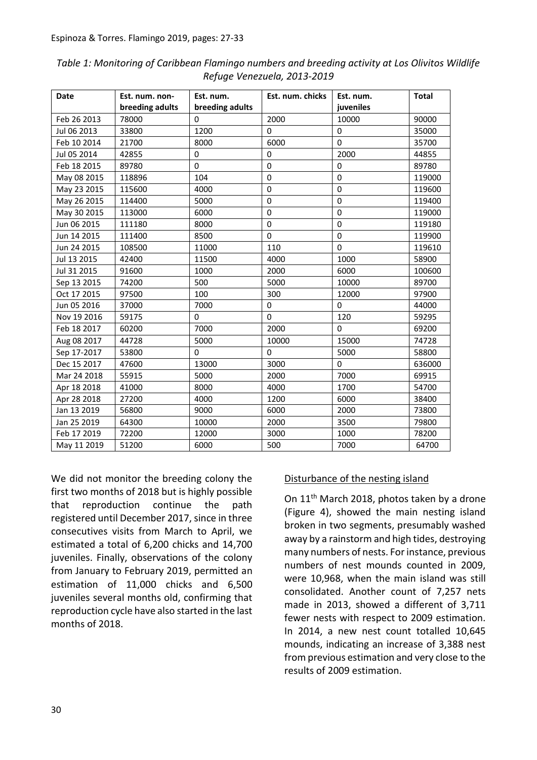*Table 1: Monitoring of Caribbean Flamingo numbers and breeding activity at Los Olivitos Wildlife Refuge Venezuela, 2013-2019*

| Date | Est. num. non-breeding adults | Est. num. breeding adults | Est. num. chicks | Est. num. juveniles | Total |
|---|---|---|---|---|---|
| Feb 26 2013 | 78000 | 0 | 2000 | 10000 | 90000 |
| Jul 06 2013 | 33800 | 1200 | 0 | 0 | 35000 |
| Feb 10 2014 | 21700 | 8000 | 6000 | 0 | 35700 |
| Jul 05 2014 | 42855 | 0 | 0 | 2000 | 44855 |
| Feb 18 2015 | 89780 | 0 | 0 | 0 | 89780 |
| May 08 2015 | 118896 | 104 | 0 | 0 | 119000 |
| May 23 2015 | 115600 | 4000 | 0 | 0 | 119600 |
| May 26 2015 | 114400 | 5000 | 0 | 0 | 119400 |
| May 30 2015 | 113000 | 6000 | 0 | 0 | 119000 |
| Jun 06 2015 | 111180 | 8000 | 0 | 0 | 119180 |
| Jun 14 2015 | 111400 | 8500 | 0 | 0 | 119900 |
| Jun 24 2015 | 108500 | 11000 | 110 | 0 | 119610 |
| Jul 13 2015 | 42400 | 11500 | 4000 | 1000 | 58900 |
| Jul 31 2015 | 91600 | 1000 | 2000 | 6000 | 100600 |
| Sep 13 2015 | 74200 | 500 | 5000 | 10000 | 89700 |
| Oct 17 2015 | 97500 | 100 | 300 | 12000 | 97900 |
| Jun 05 2016 | 37000 | 7000 | 0 | 0 | 44000 |
| Nov 19 2016 | 59175 | 0 | 0 | 120 | 59295 |
| Feb 18 2017 | 60200 | 7000 | 2000 | 0 | 69200 |
| Aug 08 2017 | 44728 | 5000 | 10000 | 15000 | 74728 |
| Sep 17-2017 | 53800 | 0 | 0 | 5000 | 58800 |
| Dec 15 2017 | 47600 | 13000 | 3000 | 0 | 636000 |
| Mar 24 2018 | 55915 | 5000 | 2000 | 7000 | 69915 |
| Apr 18 2018 | 41000 | 8000 | 4000 | 1700 | 54700 |
| Apr 28 2018 | 27200 | 4000 | 1200 | 6000 | 38400 |
| Jan 13 2019 | 56800 | 9000 | 6000 | 2000 | 73800 |
| Jan 25 2019 | 64300 | 10000 | 2000 | 3500 | 79800 |
| Feb 17 2019 | 72200 | 12000 | 3000 | 1000 | 78200 |
| May 11 2019 | 51200 | 6000 | 500 | 7000 | 64700 |

We did not monitor the breeding colony the first two months of 2018 but is highly possible that reproduction continue the path registered until December 2017, since in three consecutives visits from March to April, we estimated a total of 6,200 chicks and 14,700 juveniles. Finally, observations of the colony from January to February 2019, permitted an estimation of 11,000 chicks and 6,500 juveniles several months old, confirming that reproduction cycle have also started in the last months of 2018.

## Disturbance of the nesting island

On 11th March 2018, photos taken by a drone (Figure 4), showed the main nesting island broken in two segments, presumably washed away by a rainstorm and high tides, destroying many numbers of nests. For instance, previous numbers of nest mounds counted in 2009, were 10,968, when the main island was still consolidated. Another count of 7,257 nets made in 2013, showed a different of 3,711 fewer nests with respect to 2009 estimation. In 2014, a new nest count totalled 10,645 mounds, indicating an increase of 3,388 nest from previous estimation and very close to the results of 2009 estimation.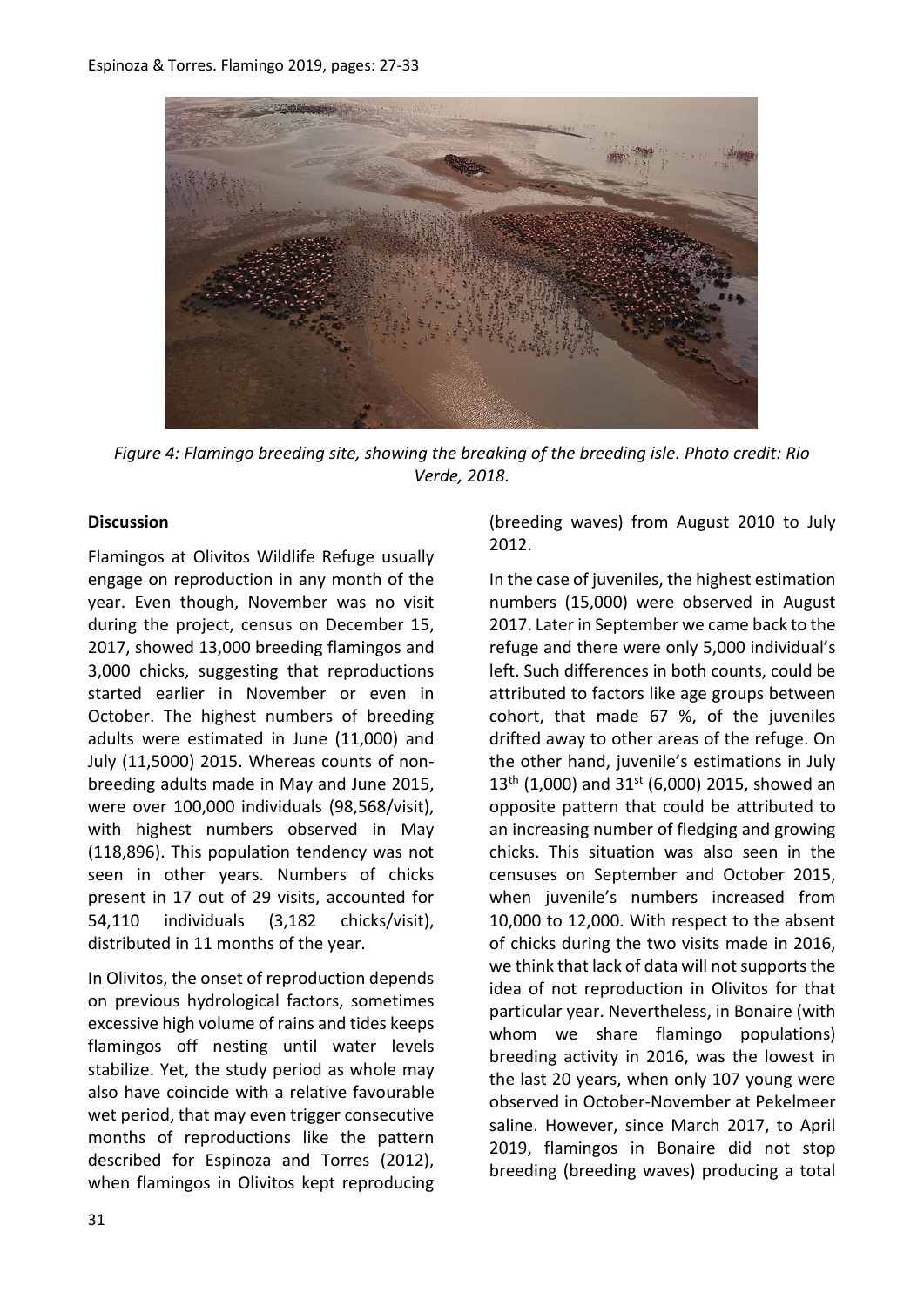*Figure 4: Flamingo breeding site, showing the breaking of the breeding isle. Photo credit: Rio Verde, 2018.*

**Discussion**

Flamingos at Olivitos Wildlife Refuge usually engage on reproduction in any month of the year. Even though, November was no visit during the project, census on December 15, 2017, showed 13,000 breeding flamingos and 3,000 chicks, suggesting that reproductions started earlier in November or even in October. The highest numbers of breeding adults were estimated in June (11,000) and July (11,5000) 2015. Whereas counts of non-breeding adults made in May and June 2015, were over 100,000 individuals (98,568/visit), with highest numbers observed in May (118,896). This population tendency was not seen in other years. Numbers of chicks present in 17 out of 29 visits, accounted for 54,110 individuals (3,182 chicks/visit), distributed in 11 months of the year.

In Olivitos, the onset of reproduction depends on previous hydrological factors, sometimes excessive high volume of rains and tides keeps flamingos off nesting until water levels stabilize. Yet, the study period as whole may also have coincide with a relative favourable wet period, that may even trigger consecutive months of reproductions like the pattern described for Espinoza and Torres (2012), when flamingos in Olivitos kept reproducing (breeding waves) from August 2010 to July 2012.

In the case of juveniles, the highest estimation numbers (15,000) were observed in August 2017. Later in September we came back to the refuge and there were only 5,000 individual's left. Such differences in both counts, could be attributed to factors like age groups between cohort, that made 67 %, of the juveniles drifted away to other areas of the refuge. On the other hand, juvenile's estimations in July 13th (1,000) and 31st (6,000) 2015, showed an opposite pattern that could be attributed to an increasing number of fledging and growing chicks. This situation was also seen in the censuses on September and October 2015, when juvenile's numbers increased from 10,000 to 12,000. With respect to the absent of chicks during the two visits made in 2016, we think that lack of data will not supports the idea of not reproduction in Olivitos for that particular year. Nevertheless, in Bonaire (with whom we share flamingo populations) breeding activity in 2016, was the lowest in the last 20 years, when only 107 young were observed in October-November at Pekelmeer saline. However, since March 2017, to April 2019, flamingos in Bonaire did not stop breeding (breeding waves) producing a total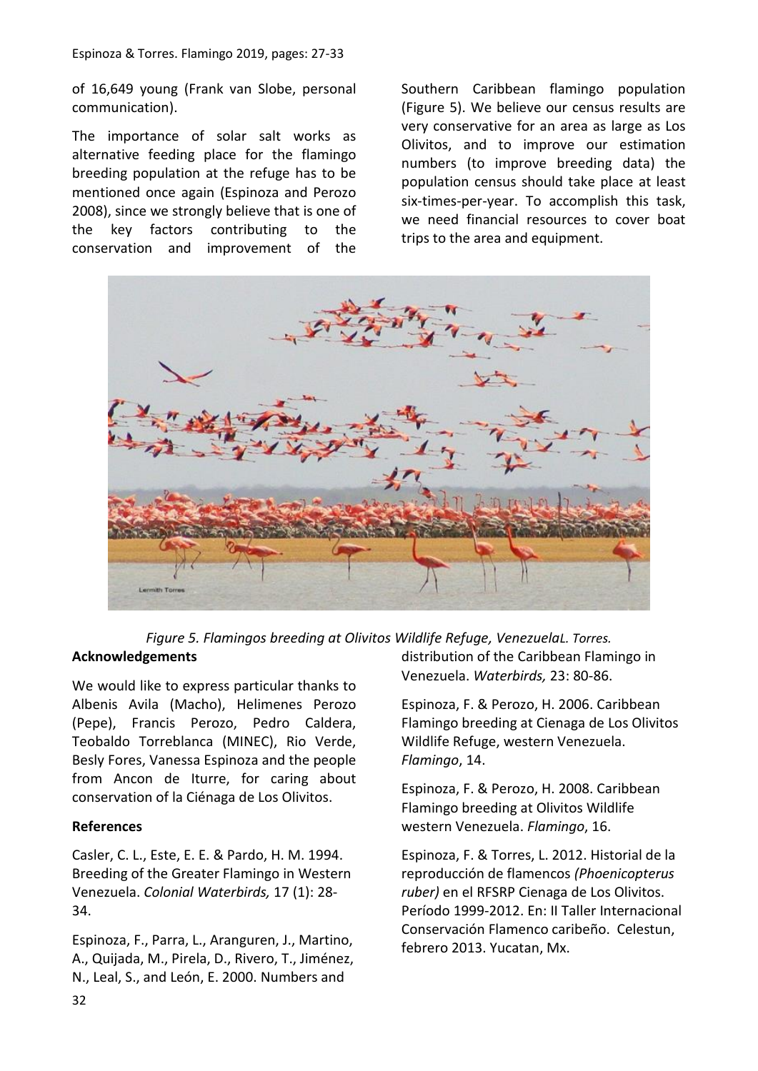of 16,649 young (Frank van Slobe, personal communication).

The importance of solar salt works as alternative feeding place for the flamingo breeding population at the refuge has to be mentioned once again (Espinoza and Perozo 2008), since we strongly believe that is one of the key factors contributing to the conservation and improvement of the Southern Caribbean flamingo population (Figure 5). We believe our census results are very conservative for an area as large as Los Olivitos, and to improve our estimation numbers (to improve breeding data) the population census should take place at least six-times-per-year. To accomplish this task, we need financial resources to cover boat trips to the area and equipment.

*Figure 5. Flamingos breeding at Olivitos Wildlife Refuge, VenezuelaL. Torres.*

## Acknowledgements

We would like to express particular thanks to Albenis Avila (Macho), Helimenes Perozo (Pepe), Francis Perozo, Pedro Caldera, Teobaldo Torreblanca (MINEC), Rio Verde, Besly Fores, Vanessa Espinoza and the people from Ancon de Iturre, for caring about conservation of la Ciénaga de Los Olivitos.

## References

Casler, C. L., Este, E. E. & Pardo, H. M. 1994. Breeding of the Greater Flamingo in Western Venezuela. *Colonial Waterbirds,* 17 (1): 28-34.

Espinoza, F., Parra, L., Aranguren, J., Martino, A., Quijada, M., Pirela, D., Rivero, T., Jiménez, N., Leal, S., and León, E. 2000. Numbers and distribution of the Caribbean Flamingo in Venezuela. *Waterbirds,* 23: 80-86.

Espinoza, F. & Perozo, H. 2006. Caribbean Flamingo breeding at Cienaga de Los Olivitos Wildlife Refuge, western Venezuela. *Flamingo*, 14.

Espinoza, F. & Perozo, H. 2008. Caribbean Flamingo breeding at Olivitos Wildlife western Venezuela. *Flamingo*, 16.

Espinoza, F. & Torres, L. 2012. Historial de la reproducción de flamencos *(Phoenicopterus ruber)* en el RFSRP Cienaga de Los Olivitos. Período 1999-2012. En: II Taller Internacional Conservación Flamenco caribeño. Celestun, febrero 2013. Yucatan, Mx.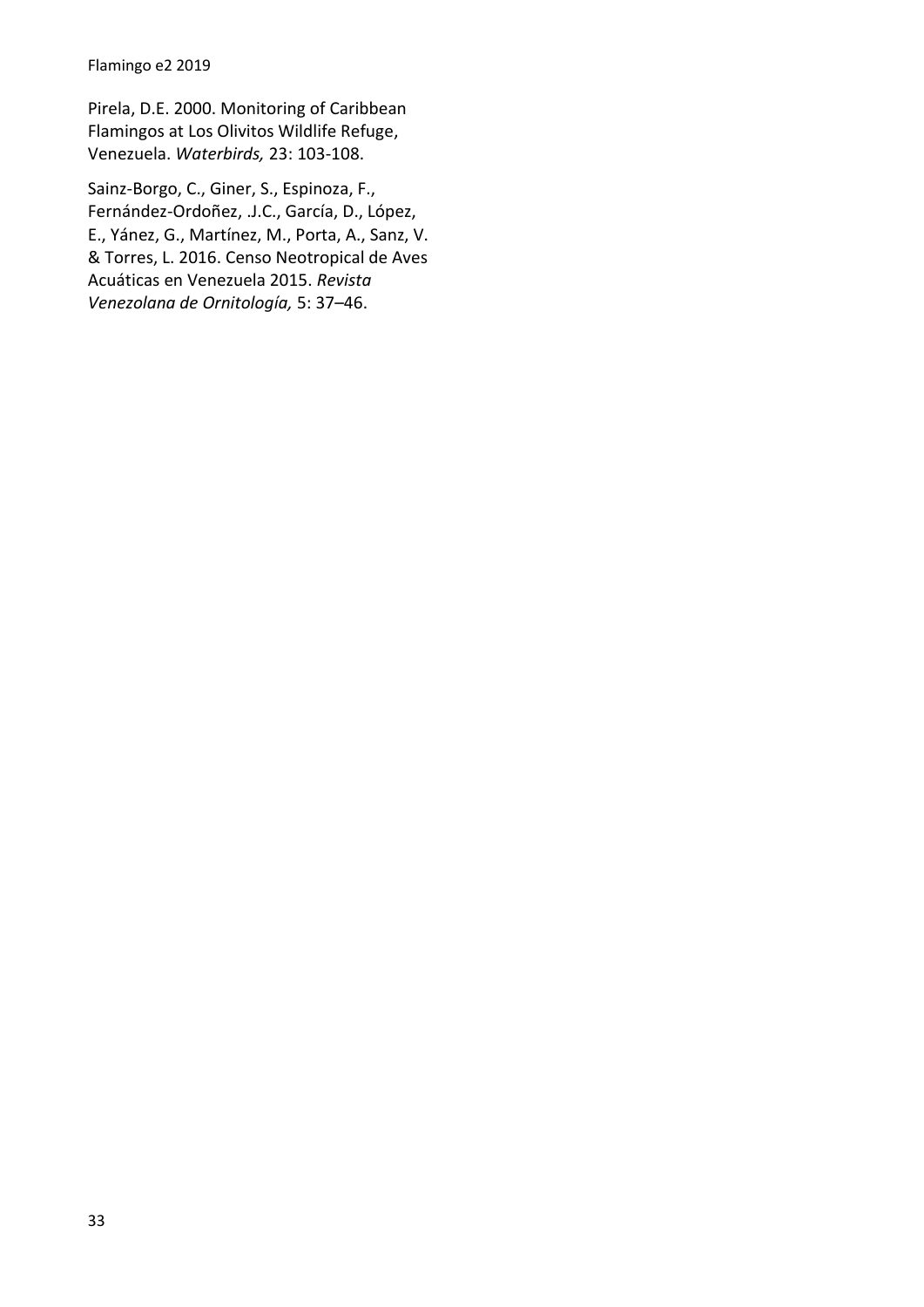Pirela, D.E. 2000. Monitoring of Caribbean Flamingos at Los Olivitos Wildlife Refuge, Venezuela. *Waterbirds,* 23: 103-108.

Sainz-Borgo, C., Giner, S., Espinoza, F., Fernández-Ordoñez, .J.C., García, D., López, E., Yánez, G., Martínez, M., Porta, A., Sanz, V. & Torres, L. 2016. Censo Neotropical de Aves Acuáticas en Venezuela 2015. *Revista Venezolana de Ornitología,* 5: 37–46.